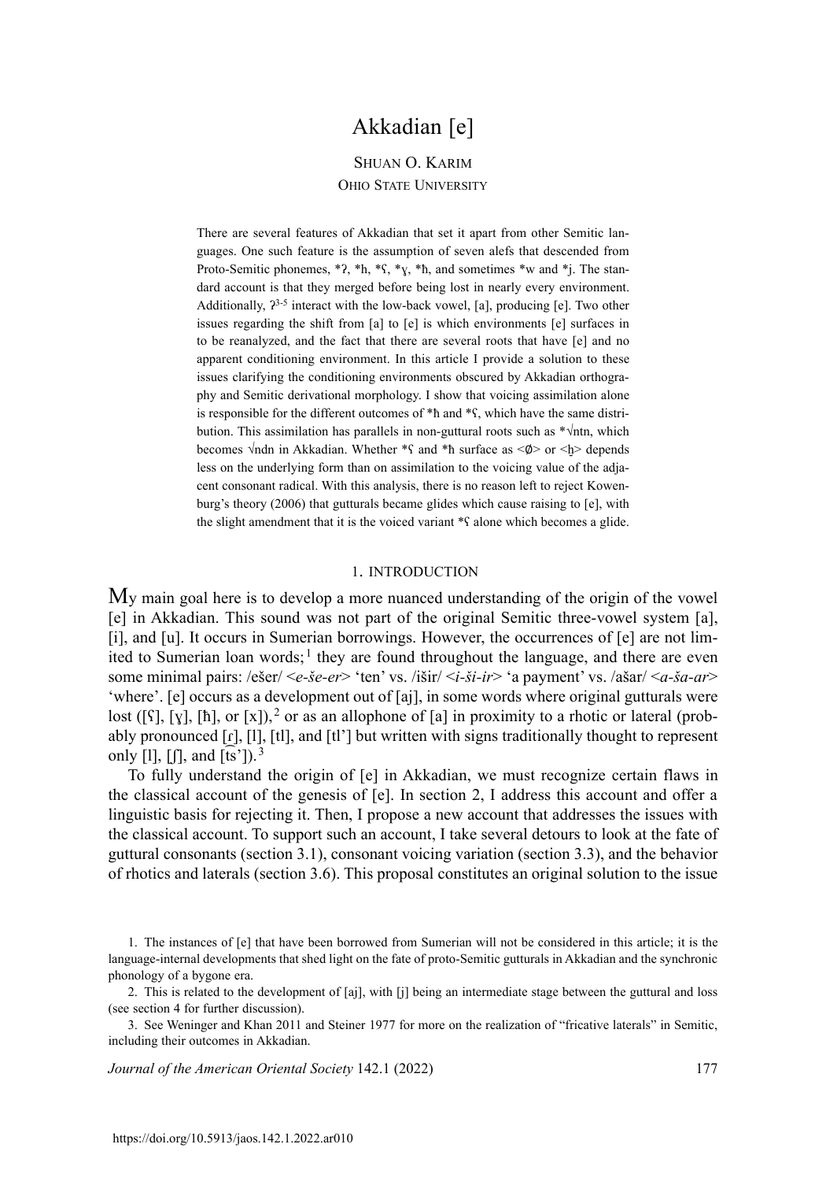# Akkadian [e]

SHUAN O. KARIM
OHIO STATE UNIVERSITY

There are several features of Akkadian that set it apart from other Semitic languages. One such feature is the assumption of seven alefs that descended from Proto-Semitic phonemes, *ʔ, *h, *ʕ, *ɣ, *ħ, and sometimes *w and *j. The standard account is that they merged before being lost in nearly every environment. Additionally, ʔ[3-5] interact with the low-back vowel, [a], producing [e]. Two other issues regarding the shift from [a] to [e] is which environments [e] surfaces in to be reanalyzed, and the fact that there are several roots that have [e] and no apparent conditioning environment. In this article I provide a solution to these issues clarifying the conditioning environments obscured by Akkadian orthography and Semitic derivational morphology. I show that voicing assimilation alone is responsible for the different outcomes of *ħ and *ʕ, which have the same distribution. This assimilation has parallels in non-guttural roots such as *√ntn, which becomes √ndn in Akkadian. Whether *ʕ and *ħ surface as <∅> or <ḫ> depends less on the underlying form than on assimilation to the voicing value of the adjacent consonant radical. With this analysis, there is no reason left to reject Kowenburg's theory (2006) that gutturals became glides which cause raising to [e], with the slight amendment that it is the voiced variant *ʕ alone which becomes a glide.

## 1. INTRODUCTION

My main goal here is to develop a more nuanced understanding of the origin of the vowel [e] in Akkadian. This sound was not part of the original Semitic three-vowel system [a], [i], and [u]. It occurs in Sumerian borrowings. However, the occurrences of [e] are not limited to Sumerian loan words;[1] they are found throughout the language, and there are even some minimal pairs: /ešer/ <*e-še-er*> 'ten' vs. /išir/ <*i-ši-ir*> 'a payment' vs. /ašar/ <*a-ša-ar*> 'where'. [e] occurs as a development out of [aj], in some words where original gutturals were lost ([ʕ], [ɣ], [ħ], or [x]),[2] or as an allophone of [a] in proximity to a rhotic or lateral (probably pronounced [ɾ], [l], [tl], and [tl'] but written with signs traditionally thought to represent only [l], [ʃ], and [t͡s']).[3]

To fully understand the origin of [e] in Akkadian, we must recognize certain flaws in the classical account of the genesis of [e]. In section 2, I address this account and offer a linguistic basis for rejecting it. Then, I propose a new account that addresses the issues with the classical account. To support such an account, I take several detours to look at the fate of guttural consonants (section 3.1), consonant voicing variation (section 3.3), and the behavior of rhotics and laterals (section 3.6). This proposal constitutes an original solution to the issue

1. The instances of [e] that have been borrowed from Sumerian will not be considered in this article; it is the language-internal developments that shed light on the fate of proto-Semitic gutturals in Akkadian and the synchronic phonology of a bygone era.

2. This is related to the development of [aj], with [j] being an intermediate stage between the guttural and loss (see section 4 for further discussion).

3. See Weninger and Khan 2011 and Steiner 1977 for more on the realization of "fricative laterals" in Semitic, including their outcomes in Akkadian.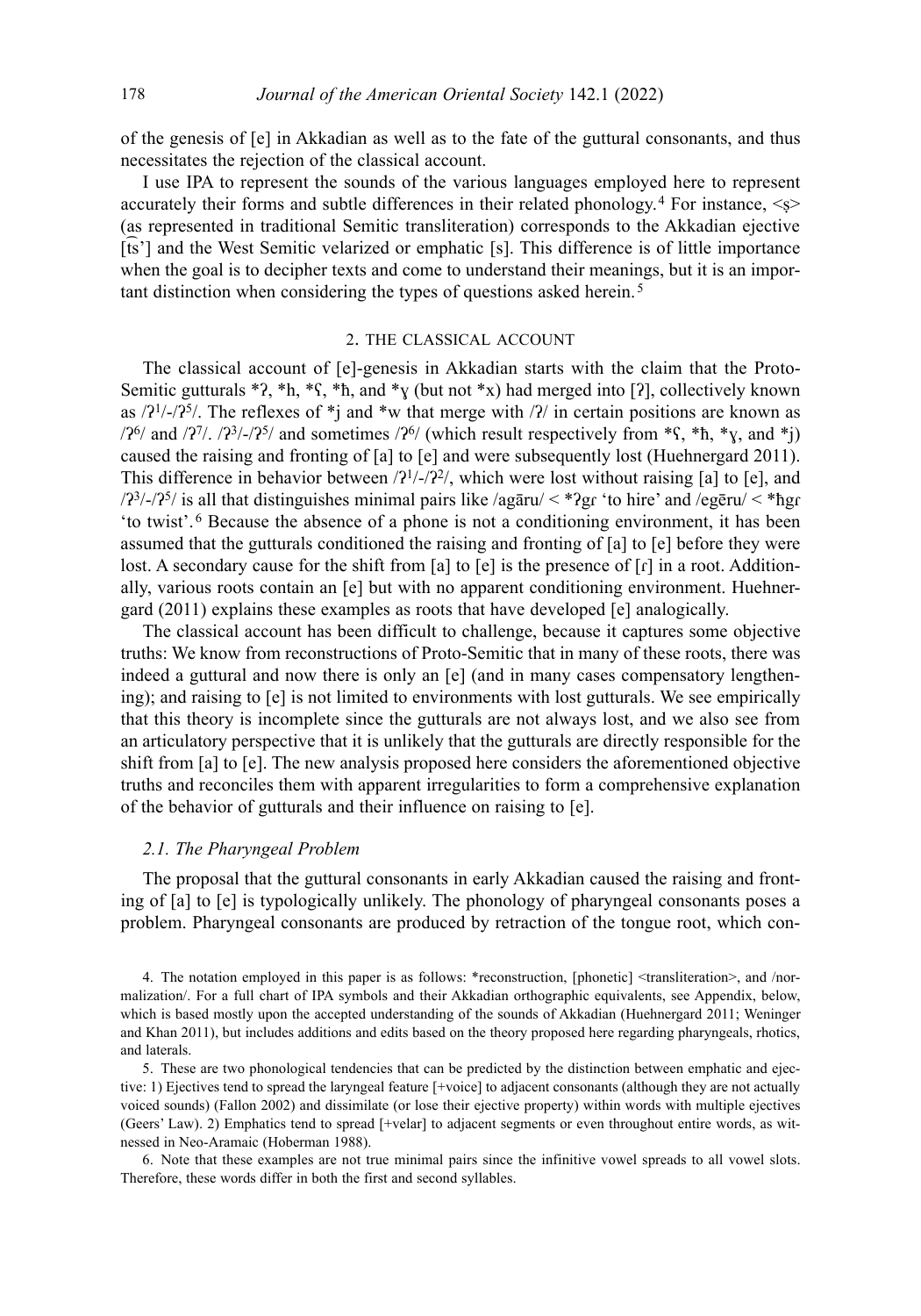of the genesis of [e] in Akkadian as well as to the fate of the guttural consonants, and thus necessitates the rejection of the classical account.

I use IPA to represent the sounds of the various languages employed here to represent accurately their forms and subtle differences in their related phonology.[4] For instance, <ṣ> (as represented in traditional Semitic transliteration) corresponds to the Akkadian ejective [t͡s'] and the West Semitic velarized or emphatic [s]. This difference is of little importance when the goal is to decipher texts and come to understand their meanings, but it is an important distinction when considering the types of questions asked herein.[5]

## 2. THE CLASSICAL ACCOUNT

The classical account of [e]-genesis in Akkadian starts with the claim that the Proto-Semitic gutturals *ʔ, *h, *ʕ, *ħ, and *ɣ (but not *x) had merged into [ʔ], collectively known as /ʔ¹/-/ʔ⁵/. The reflexes of *j and *w that merge with /ʔ/ in certain positions are known as /ʔ⁶/ and /ʔ⁷/. /ʔ³/-/ʔ⁵/ and sometimes /ʔ⁶/ (which result respectively from *ʕ, *ħ, *ɣ, and *j) caused the raising and fronting of [a] to [e] and were subsequently lost (Huehnergard 2011). This difference in behavior between /ʔ¹/-/ʔ²/, which were lost without raising [a] to [e], and /ʔ³/-/ʔ⁵/ is all that distinguishes minimal pairs like /agāru/ < *ʔgɾ 'to hire' and /egēru/ < *ħgɾ 'to twist'.[6] Because the absence of a phone is not a conditioning environment, it has been assumed that the gutturals conditioned the raising and fronting of [a] to [e] before they were lost. A secondary cause for the shift from [a] to [e] is the presence of [ɾ] in a root. Additionally, various roots contain an [e] but with no apparent conditioning environment. Huehnergard (2011) explains these examples as roots that have developed [e] analogically.

The classical account has been difficult to challenge, because it captures some objective truths: We know from reconstructions of Proto-Semitic that in many of these roots, there was indeed a guttural and now there is only an [e] (and in many cases compensatory lengthening); and raising to [e] is not limited to environments with lost gutturals. We see empirically that this theory is incomplete since the gutturals are not always lost, and we also see from an articulatory perspective that it is unlikely that the gutturals are directly responsible for the shift from [a] to [e]. The new analysis proposed here considers the aforementioned objective truths and reconciles them with apparent irregularities to form a comprehensive explanation of the behavior of gutturals and their influence on raising to [e].

### *2.1. The Pharyngeal Problem*

The proposal that the guttural consonants in early Akkadian caused the raising and fronting of [a] to [e] is typologically unlikely. The phonology of pharyngeal consonants poses a problem. Pharyngeal consonants are produced by retraction of the tongue root, which con-

4. The notation employed in this paper is as follows: *reconstruction, [phonetic] <transliteration>, and /normalization/. For a full chart of IPA symbols and their Akkadian orthographic equivalents, see Appendix, below, which is based mostly upon the accepted understanding of the sounds of Akkadian (Huehnergard 2011; Weninger and Khan 2011), but includes additions and edits based on the theory proposed here regarding pharyngeals, rhotics, and laterals.

5. These are two phonological tendencies that can be predicted by the distinction between emphatic and ejective: 1) Ejectives tend to spread the laryngeal feature [+voice] to adjacent consonants (although they are not actually voiced sounds) (Fallon 2002) and dissimilate (or lose their ejective property) within words with multiple ejectives (Geers' Law). 2) Emphatics tend to spread [+velar] to adjacent segments or even throughout entire words, as witnessed in Neo-Aramaic (Hoberman 1988).

6. Note that these examples are not true minimal pairs since the infinitive vowel spreads to all vowel slots. Therefore, these words differ in both the first and second syllables.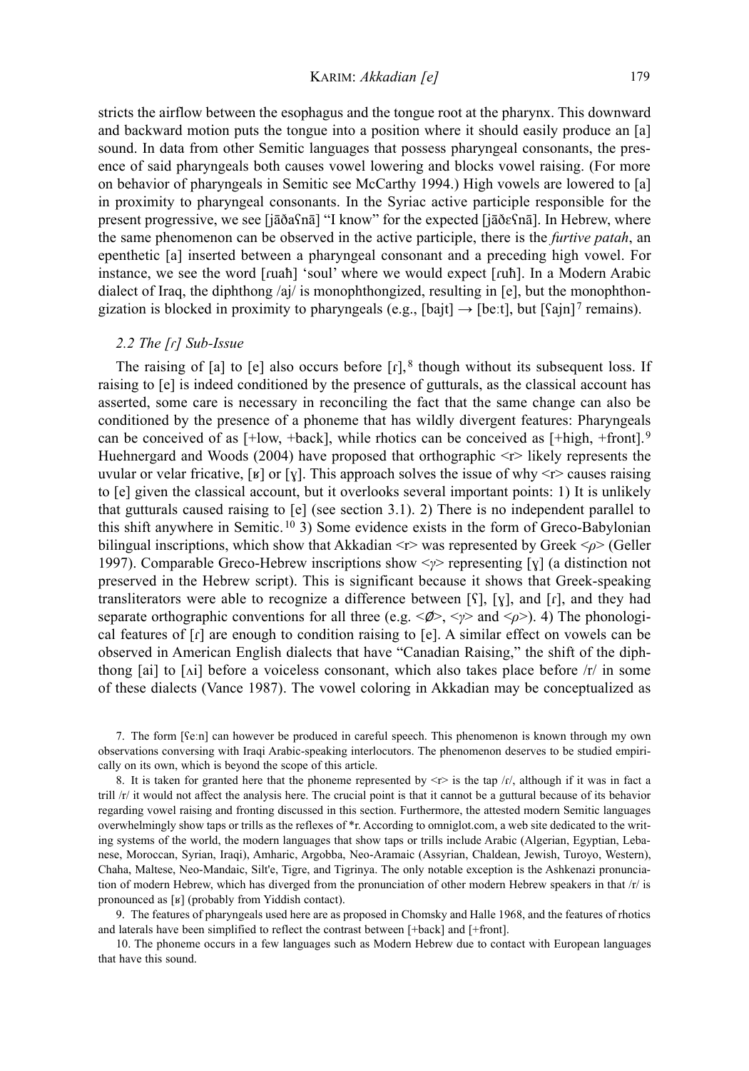stricts the airflow between the esophagus and the tongue root at the pharynx. This downward and backward motion puts the tongue into a position where it should easily produce an [a] sound. In data from other Semitic languages that possess pharyngeal consonants, the presence of said pharyngeals both causes vowel lowering and blocks vowel raising. (For more on behavior of pharyngeals in Semitic see McCarthy 1994.) High vowels are lowered to [a] in proximity to pharyngeal consonants. In the Syriac active participle responsible for the present progressive, we see [ʝāðaʕnā] "I know" for the expected [ʝāðɛʕnā]. In Hebrew, where the same phenomenon can be observed in the active participle, there is the *furtive patah*, an epenthetic [a] inserted between a pharyngeal consonant and a preceding high vowel. For instance, we see the word [ɾuaħ] 'soul' where we would expect [ɾuħ]. In a Modern Arabic dialect of Iraq, the diphthong /aj/ is monophthongized, resulting in [e], but the monophthongization is blocked in proximity to pharyngeals (e.g., [bajt] → [beːt], but [ʕajn][7] remains).

### *2.2 The [ɾ] Sub-Issue*

The raising of [a] to [e] also occurs before [ɾ],[8] though without its subsequent loss. If raising to [e] is indeed conditioned by the presence of gutturals, as the classical account has asserted, some care is necessary in reconciling the fact that the same change can also be conditioned by the presence of a phoneme that has wildly divergent features: Pharyngeals can be conceived of as [+low, +back], while rhotics can be conceived as [+high, +front].[9] Huehnergard and Woods (2004) have proposed that orthographic <r> likely represents the uvular or velar fricative, [ʁ] or [ɣ]. This approach solves the issue of why <r> causes raising to [e] given the classical account, but it overlooks several important points: 1) It is unlikely that gutturals caused raising to [e] (see section 3.1). 2) There is no independent parallel to this shift anywhere in Semitic.[10] 3) Some evidence exists in the form of Greco-Babylonian bilingual inscriptions, which show that Akkadian <r> was represented by Greek <ρ> (Geller 1997). Comparable Greco-Hebrew inscriptions show <γ> representing [ɣ] (a distinction not preserved in the Hebrew script). This is significant because it shows that Greek-speaking transliterators were able to recognize a difference between [ʕ], [ɣ], and [ɾ], and they had separate orthographic conventions for all three (e.g. <Ø>, <γ> and <ρ>). 4) The phonological features of [ɾ] are enough to condition raising to [e]. A similar effect on vowels can be observed in American English dialects that have "Canadian Raising," the shift of the diphthong [ai] to [ʌi] before a voiceless consonant, which also takes place before /r/ in some of these dialects (Vance 1987). The vowel coloring in Akkadian may be conceptualized as

7. The form [ʕeːn] can however be produced in careful speech. This phenomenon is known through my own observations conversing with Iraqi Arabic-speaking interlocutors. The phenomenon deserves to be studied empirically on its own, which is beyond the scope of this article.

8. It is taken for granted here that the phoneme represented by <r> is the tap /ɾ/, although if it was in fact a trill /r/ it would not affect the analysis here. The crucial point is that it cannot be a guttural because of its behavior regarding vowel raising and fronting discussed in this section. Furthermore, the attested modern Semitic languages overwhelmingly show taps or trills as the reflexes of \*r. According to omniglot.com, a web site dedicated to the writing systems of the world, the modern languages that show taps or trills include Arabic (Algerian, Egyptian, Lebanese, Moroccan, Syrian, Iraqi), Amharic, Argobba, Neo-Aramaic (Assyrian, Chaldean, Jewish, Turoyo, Western), Chaha, Maltese, Neo-Mandaic, Silt'e, Tigre, and Tigrinya. The only notable exception is the Ashkenazi pronunciation of modern Hebrew, which has diverged from the pronunciation of other modern Hebrew speakers in that /r/ is pronounced as [ʁ] (probably from Yiddish contact).

9. The features of pharyngeals used here are as proposed in Chomsky and Halle 1968, and the features of rhotics and laterals have been simplified to reflect the contrast between [+back] and [+front].

10. The phoneme occurs in a few languages such as Modern Hebrew due to contact with European languages that have this sound.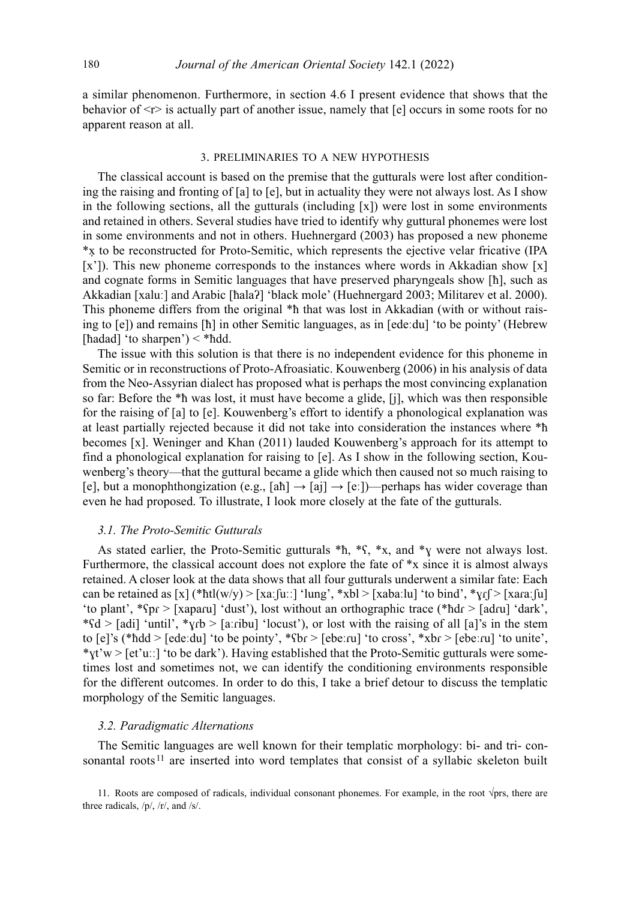a similar phenomenon. Furthermore, in section 4.6 I present evidence that shows that the behavior of <r> is actually part of another issue, namely that [e] occurs in some roots for no apparent reason at all.

## 3. PRELIMINARIES TO A NEW HYPOTHESIS

The classical account is based on the premise that the gutturals were lost after conditioning the raising and fronting of [a] to [e], but in actuality they were not always lost. As I show in the following sections, all the gutturals (including [x]) were lost in some environments and retained in others. Several studies have tried to identify why guttural phonemes were lost in some environments and not in others. Huehnergard (2003) has proposed a new phoneme *x̣ to be reconstructed for Proto-Semitic, which represents the ejective velar fricative (IPA [x']). This new phoneme corresponds to the instances where words in Akkadian show [x] and cognate forms in Semitic languages that have preserved pharyngeals show [ħ], such as Akkadian [xaluː] and Arabic [ħalaʔ] 'black mole' (Huehnergard 2003; Militarev et al. 2000). This phoneme differs from the original *ħ that was lost in Akkadian (with or without raising to [e]) and remains [ħ] in other Semitic languages, as in [edeːdu] 'to be pointy' (Hebrew [ħadad] 'to sharpen') < *ħdd.

The issue with this solution is that there is no independent evidence for this phoneme in Semitic or in reconstructions of Proto-Afroasiatic. Kouwenberg (2006) in his analysis of data from the Neo-Assyrian dialect has proposed what is perhaps the most convincing explanation so far: Before the *ħ was lost, it must have become a glide, [j], which was then responsible for the raising of [a] to [e]. Kouwenberg's effort to identify a phonological explanation was at least partially rejected because it did not take into consideration the instances where *ħ becomes [x]. Weninger and Khan (2011) lauded Kouwenberg's approach for its attempt to find a phonological explanation for raising to [e]. As I show in the following section, Kouwenberg's theory—that the guttural became a glide which then caused not so much raising to [e], but a monophthongization (e.g., [aħ] → [aj] → [eː])—perhaps has wider coverage than even he had proposed. To illustrate, I look more closely at the fate of the gutturals.

### *3.1. The Proto-Semitic Gutturals*

As stated earlier, the Proto-Semitic gutturals *ħ, *ʕ, *x, and *ɣ were not always lost. Furthermore, the classical account does not explore the fate of *x since it is almost always retained. A closer look at the data shows that all four gutturals underwent a similar fate: Each can be retained as [x] (*ħtl(w/y) > [xaːʃuːː] 'lung', *xbl > [xabaːlu] 'to bind', *ɣɾʃ > [xaɾaːʃu] 'to plant', *ʕpɾ > [xapaɾu] 'dust'), lost without an orthographic trace (*ħdɾ > [adɾu] 'dark', *ʕd > [adi] 'until', *ɣɾb > [aːɾibu] 'locust'), or lost with the raising of all [a]'s in the stem to [e]'s (*ħdd > [edeːdu] 'to be pointy', *ʕbɾ > [ebeːɾu] 'to cross', *xbɾ > [ebeːɾu] 'to unite', *ɣt'w > [et'uːː] 'to be dark'). Having established that the Proto-Semitic gutturals were sometimes lost and sometimes not, we can identify the conditioning environments responsible for the different outcomes. In order to do this, I take a brief detour to discuss the templatic morphology of the Semitic languages.

### *3.2. Paradigmatic Alternations*

The Semitic languages are well known for their templatic morphology: bi- and tri- consonantal roots[11] are inserted into word templates that consist of a syllabic skeleton built

11. Roots are composed of radicals, individual consonant phonemes. For example, in the root √prs, there are three radicals, /p/, /r/, and /s/.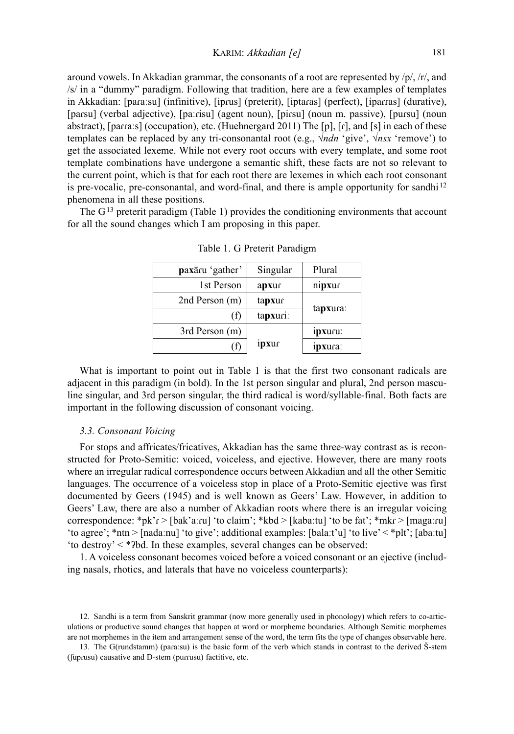around vowels. In Akkadian grammar, the consonants of a root are represented by /p/, /r/, and /s/ in a "dummy" paradigm. Following that tradition, here are a few examples of templates in Akkadian: [paɾaːsu] (infinitive), [ipɾus] (preterit), [iptaɾas] (perfect), [ipaɾɾas] (durative), [paɾsu] (verbal adjective), [paːɾisu] (agent noun), [piɾsu] (noun m. passive), [puɾsu] (noun abstract), [paɾɾaːs] (occupation), etc. (Huehnergard 2011) The [p], [ɾ], and [s] in each of these templates can be replaced by any tri-consonantal root (e.g., √*ndn* 'give', √*nsx* 'remove') to get the associated lexeme. While not every root occurs with every template, and some root template combinations have undergone a semantic shift, these facts are not so relevant to the current point, which is that for each root there are lexemes in which each root consonant is pre-vocalic, pre-consonantal, and word-final, and there is ample opportunity for sandhi[12] phenomena in all these positions.

The G[13] preterit paradigm (Table 1) provides the conditioning environments that account for all the sound changes which I am proposing in this paper.

Table 1. G Preterit Paradigm

| **p**a**x**āɾu 'gather' | Singular | Plural |
|---|---|---|
| 1st Person | a**px**uɾ | ni**px**uɾ |
| 2nd Person (m) | ta**px**uɾ | ta**px**uɾaː |
| (f) | ta**px**uriː | |
| 3rd Person (m) | i**px**uɾ | i**px**uɾuː |
| (f) | | i**px**uɾaː |

What is important to point out in Table 1 is that the first two consonant radicals are adjacent in this paradigm (in bold). In the 1st person singular and plural, 2nd person masculine singular, and 3rd person singular, the third radical is word/syllable-final. Both facts are important in the following discussion of consonant voicing.

### 3.3. Consonant Voicing

For stops and affricates/fricatives, Akkadian has the same three-way contrast as is reconstructed for Proto-Semitic: voiced, voiceless, and ejective. However, there are many roots where an irregular radical correspondence occurs between Akkadian and all the other Semitic languages. The occurrence of a voiceless stop in place of a Proto-Semitic ejective was first documented by Geers (1945) and is well known as Geers' Law. However, in addition to Geers' Law, there are also a number of Akkadian roots where there is an irregular voicing correspondence: *pk'ɾ > [bak'aːɾu] 'to claim'; *kbd > [kabaːtu] 'to be fat'; *mkɾ > [magaːɾu] 'to agree'; *ntn > [nadaːnu] 'to give'; additional examples: [balaːt'u] 'to live' < *plt'; [abaːtu] 'to destroy' < *ʔbd. In these examples, several changes can be observed:

1. A voiceless consonant becomes voiced before a voiced consonant or an ejective (including nasals, rhotics, and laterals that have no voiceless counterparts):

12. Sandhi is a term from Sanskrit grammar (now more generally used in phonology) which refers to co-articulations or productive sound changes that happen at word or morpheme boundaries. Although Semitic morphemes are not morphemes in the item and arrangement sense of the word, the term fits the type of changes observable here.

13. The G(rundstamm) (paraːsu) is the basic form of the verb which stands in contrast to the derived Š-stem (ʃupɾusu) causative and D-stem (puɾɾusu) factitive, etc.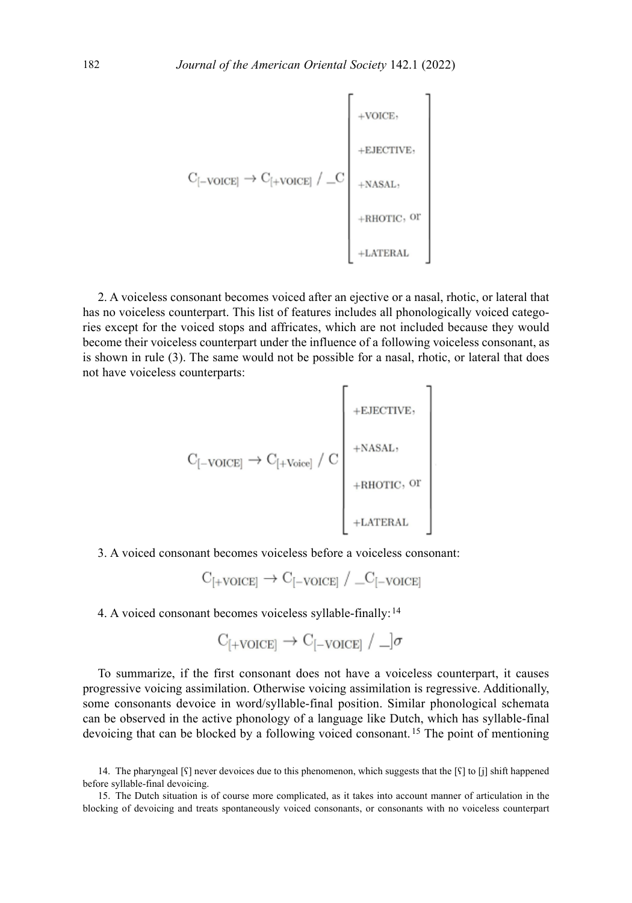$$C_{[-\text{VOICE}]} \rightarrow C_{[+\text{VOICE}]} \ / \ \_C \begin{bmatrix} +\text{VOICE}, \\ +\text{EJECTIVE}, \\ +\text{NASAL}, \\ +\text{RHOTIC}, \text{ or} \\ +\text{LATERAL} \end{bmatrix}$$

2. A voiceless consonant becomes voiced after an ejective or a nasal, rhotic, or lateral that has no voiceless counterpart. This list of features includes all phonologically voiced categories except for the voiced stops and affricates, which are not included because they would become their voiceless counterpart under the influence of a following voiceless consonant, as is shown in rule (3). The same would not be possible for a nasal, rhotic, or lateral that does not have voiceless counterparts:

$$C_{[-\text{VOICE}]} \rightarrow C_{[+\text{Voice}]} \ / \ C \begin{bmatrix} +\text{EJECTIVE}, \\ +\text{NASAL}, \\ +\text{RHOTIC}, \text{ or} \\ +\text{LATERAL} \end{bmatrix}$$

3. A voiced consonant becomes voiceless before a voiceless consonant:

$$C_{[+\text{VOICE}]} \rightarrow C_{[-\text{VOICE}]} \ / \ \_C_{[-\text{VOICE}]}$$

4. A voiced consonant becomes voiceless syllable-finally:[14]

$$C_{[+\text{VOICE}]} \rightarrow C_{[-\text{VOICE}]} \ / \ \_]\sigma$$

To summarize, if the first consonant does not have a voiceless counterpart, it causes progressive voicing assimilation. Otherwise voicing assimilation is regressive. Additionally, some consonants devoice in word/syllable-final position. Similar phonological schemata can be observed in the active phonology of a language like Dutch, which has syllable-final devoicing that can be blocked by a following voiced consonant.[15] The point of mentioning

14. The pharyngeal [ʕ] never devoices due to this phenomenon, which suggests that the [ʕ] to [j] shift happened before syllable-final devoicing.

15. The Dutch situation is of course more complicated, as it takes into account manner of articulation in the blocking of devoicing and treats spontaneously voiced consonants, or consonants with no voiceless counterpart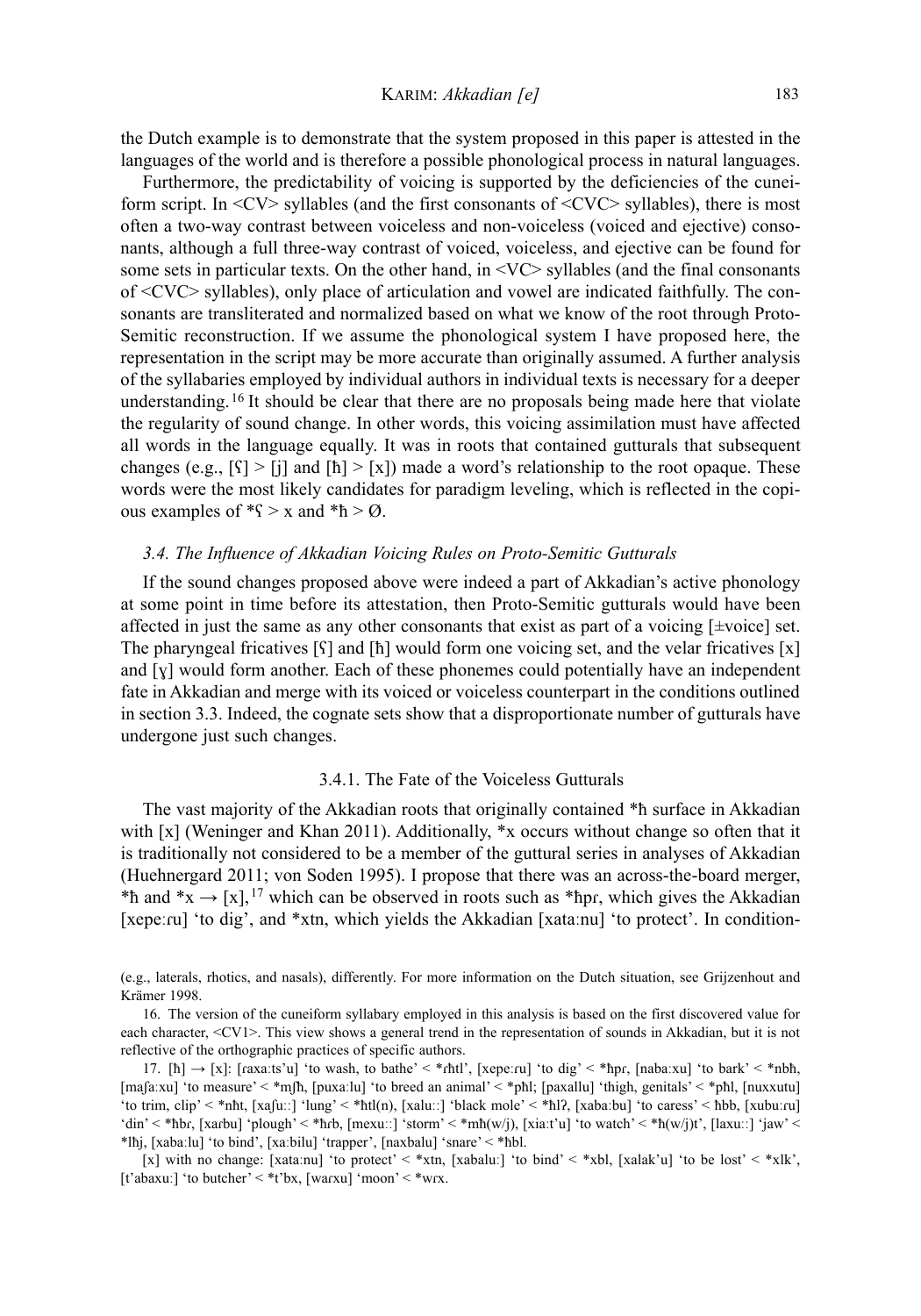the Dutch example is to demonstrate that the system proposed in this paper is attested in the languages of the world and is therefore a possible phonological process in natural languages.

Furthermore, the predictability of voicing is supported by the deficiencies of the cuneiform script. In <CV> syllables (and the first consonants of <CVC> syllables), there is most often a two-way contrast between voiceless and non-voiceless (voiced and ejective) consonants, although a full three-way contrast of voiced, voiceless, and ejective can be found for some sets in particular texts. On the other hand, in <VC> syllables (and the final consonants of <CVC> syllables), only place of articulation and vowel are indicated faithfully. The consonants are transliterated and normalized based on what we know of the root through Proto-Semitic reconstruction. If we assume the phonological system I have proposed here, the representation in the script may be more accurate than originally assumed. A further analysis of the syllabaries employed by individual authors in individual texts is necessary for a deeper understanding.[16] It should be clear that there are no proposals being made here that violate the regularity of sound change. In other words, this voicing assimilation must have affected all words in the language equally. It was in roots that contained gutturals that subsequent changes (e.g., [ʕ] > [j] and [ħ] > [x]) made a word's relationship to the root opaque. These words were the most likely candidates for paradigm leveling, which is reflected in the copious examples of *ʕ > x and *ħ > Ø.

### 3.4. The Influence of Akkadian Voicing Rules on Proto-Semitic Gutturals

If the sound changes proposed above were indeed a part of Akkadian's active phonology at some point in time before its attestation, then Proto-Semitic gutturals would have been affected in just the same as any other consonants that exist as part of a voicing [±voice] set. The pharyngeal fricatives [ʕ] and [ħ] would form one voicing set, and the velar fricatives [x] and [ɣ] would form another. Each of these phonemes could potentially have an independent fate in Akkadian and merge with its voiced or voiceless counterpart in the conditions outlined in section 3.3. Indeed, the cognate sets show that a disproportionate number of gutturals have undergone just such changes.

#### 3.4.1. The Fate of the Voiceless Gutturals

The vast majority of the Akkadian roots that originally contained *ħ surface in Akkadian with [x] (Weninger and Khan 2011). Additionally, *x occurs without change so often that it is traditionally not considered to be a member of the guttural series in analyses of Akkadian (Huehnergard 2011; von Soden 1995). I propose that there was an across-the-board merger, *ħ and *x → [x],[17] which can be observed in roots such as *ħpɾ, which gives the Akkadian [xepeːɾu] 'to dig', and *xtn, which yields the Akkadian [xataːnu] 'to protect'. In condition-

(e.g., laterals, rhotics, and nasals), differently. For more information on the Dutch situation, see Grijzenhout and Krämer 1998.

16. The version of the cuneiform syllabary employed in this analysis is based on the first discovered value for each character, <CV1>. This view shows a general trend in the representation of sounds in Akkadian, but it is not reflective of the orthographic practices of specific authors.

17. [ħ] → [x]: [ɾaxaːts'u] 'to wash, to bathe' < *ɾħtl', [xepeːɾu] 'to dig' < *ħpɾ, [nabaːxu] 'to bark' < *nbħ, [maʃaːxu] 'to measure' < *mʃħ, [puxaːlu] 'to breed an animal' < *pħl; [paxallu] 'thigh, genitals' < *pħl, [nuxxutu] 'to trim, clip' < *nħt, [xaʃuː:] 'lung' < *ħtl(n), [xaluː:] 'black mole' < *ħlʔ, [xabaːbu] 'to caress' < ħbb, [xubuːɾu] 'din' < *ħbɾ, [xaɾbu] 'plough' < *ħɾb, [mexuː:] 'storm' < *mħ(w/j), [xiaːt'u] 'to watch' < *ħ(w/j)t', [laxuː:] 'jaw' < *lħj, [xabaːlu] 'to bind', [xaːbilu] 'trapper', [naxbalu] 'snare' < *ħbl.

[x] with no change: [xataːnu] 'to protect' < *xtn, [xabaluː] 'to bind' < *xbl, [xalak'u] 'to be lost' < *xlk', [t'abaxuː] 'to butcher' < *t'bx, [waɾxu] 'moon' < *wɾx.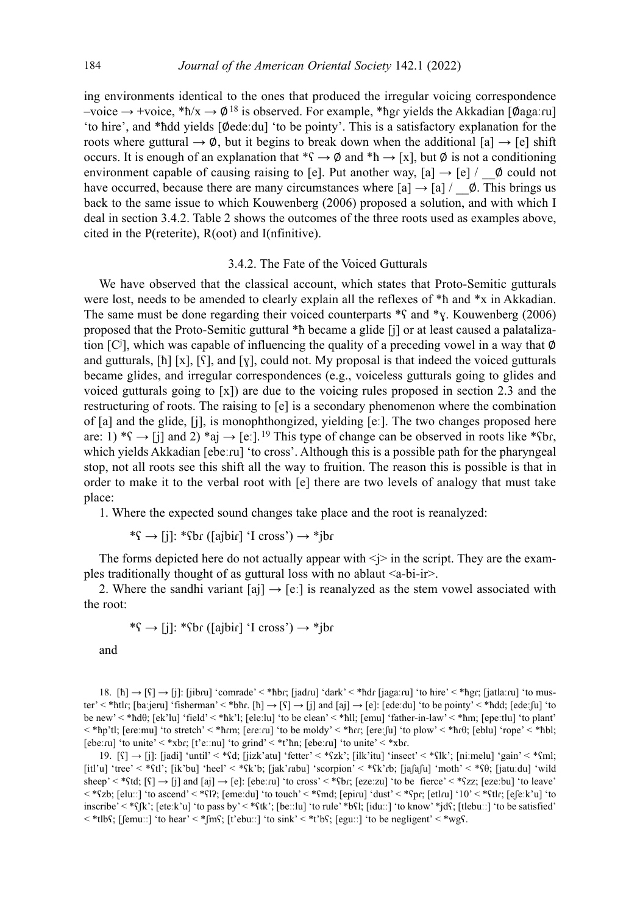ing environments identical to the ones that produced the irregular voicing correspondence –voice → +voice, *ħ/x → ∅[18] is observed. For example, *ħgɾ yields the Akkadian [∅agaːɾu] 'to hire', and *ħdd yields [∅edeːdu] 'to be pointy'. This is a satisfactory explanation for the roots where guttural → ∅, but it begins to break down when the additional [a] → [e] shift occurs. It is enough of an explanation that *ʕ → ∅ and *ħ → [x], but ∅ is not a conditioning environment capable of causing raising to [e]. Put another way, [a] → [e] / __∅ could not have occurred, because there are many circumstances where [a] → [a] / __∅. This brings us back to the same issue to which Kouwenberg (2006) proposed a solution, and with which I deal in section 3.4.2. Table 2 shows the outcomes of the three roots used as examples above, cited in the P(reterite), R(oot) and I(nfinitive).

### 3.4.2. The Fate of the Voiced Gutturals

We have observed that the classical account, which states that Proto-Semitic gutturals were lost, needs to be amended to clearly explain all the reflexes of *ħ and *x in Akkadian. The same must be done regarding their voiced counterparts *ʕ and *ɣ. Kouwenberg (2006) proposed that the Proto-Semitic guttural *ħ became a glide [j] or at least caused a palatalization [Cʲ], which was capable of influencing the quality of a preceding vowel in a way that ∅ and gutturals, [ħ] [x], [ʕ], and [ɣ], could not. My proposal is that indeed the voiced gutturals became glides, and irregular correspondences (e.g., voiceless gutturals going to glides and voiced gutturals going to [x]) are due to the voicing rules proposed in section 2.3 and the restructuring of roots. The raising to [e] is a secondary phenomenon where the combination of [a] and the glide, [j], is monophthongized, yielding [eː]. The two changes proposed here are: 1) *ʕ → [j] and 2) *aj → [eː].[19] This type of change can be observed in roots like *ʕbɾ, which yields Akkadian [ebeːɾu] 'to cross'. Although this is a possible path for the pharyngeal stop, not all roots see this shift all the way to fruition. The reason this is possible is that in order to make it to the verbal root with [e] there are two levels of analogy that must take place:

1. Where the expected sound changes take place and the root is reanalyzed:

   *ʕ → [j]: *ʕbɾ ([ajbiɾ] 'I cross') → *jbɾ

The forms depicted here do not actually appear with <j> in the script. They are the examples traditionally thought of as guttural loss with no ablaut <a-bi-ir>.

2. Where the sandhi variant [aj] → [eː] is reanalyzed as the stem vowel associated with the root:

   *ʕ → [j]: *ʕbɾ ([ajbiɾ] 'I cross') → *jbɾ

and

18. [ħ] → [ʕ] → [j]: [jibɾu] 'comrade' < *ħbɾ; [jadɾu] 'dark' < *ħdɾ [jagaːɾu] 'to hire' < *ħgɾ; [jatlaːɾu] 'to muster' < *ħtlɾ; [baːjeru] 'fisherman' < *bħɾ. [ħ] → [ʕ] → [j] and [aj] → [e]: [edeːdu] 'to be pointy' < *ħdd; [edeːʃu] 'to be new' < *ħdθ; [ek'lu] 'field' < *ħk'l; [eleːlu] 'to be clean' < *ħll; [emu] 'father-in-law' < *ħm; [epeːtlu] 'to plant' < *ħp'tl; [eɾeːmu] 'to stretch' < *ħɾm; [eɾeːɾu] 'to be moldy' < *ħɾɾ; [eɾeːʃu] 'to plow' < *ħɾθ; [eblu] 'rope' < *ħbl; [ebeːɾu] 'to unite' < *xbɾ; [t'eːːnu] 'to grind' < *t'ħn; [ebeːɾu] 'to unite' < *xbɾ.

19. [ʕ] → [j]: [jadi] 'until' < *ʕd; [jizk'atu] 'fetter' < *ʕzk'; [ilk'itu] 'insect' < *ʕlk'; [niːmelu] 'gain' < *ʕml; [itl'u] 'tree' < *ʕtl'; [ik'bu] 'heel' < *ʕk'b; [jak'ɾabu] 'scorpion' < *ʕk'ɾb; [jaʃaʃu] 'moth' < *ʕθ; [jatuːdu] 'wild sheep' < *ʕtd; [ʕ] → [j] and [aj] → [e]: [ebeːɾu] 'to cross' < *ʕbɾ; [ezeːzu] 'to be fierce' < *ʕzz; [ezeːbu] 'to leave' < *ʕzb; [eluːː] 'to ascend' < *ʕlʔ; [emeːdu] 'to touch' < *ʕmd; [epiɾu] 'dust' < *ʕpɾ; [etlɾu] '10' < *ʕtlɾ; [eʃeːk'u] 'to inscribe' < *ʕʃk'; [eteːk'u] 'to pass by' < *ʕtk'; [beːːlu] 'to rule' *bʕl; [iduːː] 'to know' *jdʕ; [tlebuːː] 'to be satisfied' < *tlbʕ; [ʃemuːː] 'to hear' < *ʃmʕ; [t'ebuːː] 'to sink' < *t'bʕ; [eguːː] 'to be negligent' < *wgʕ.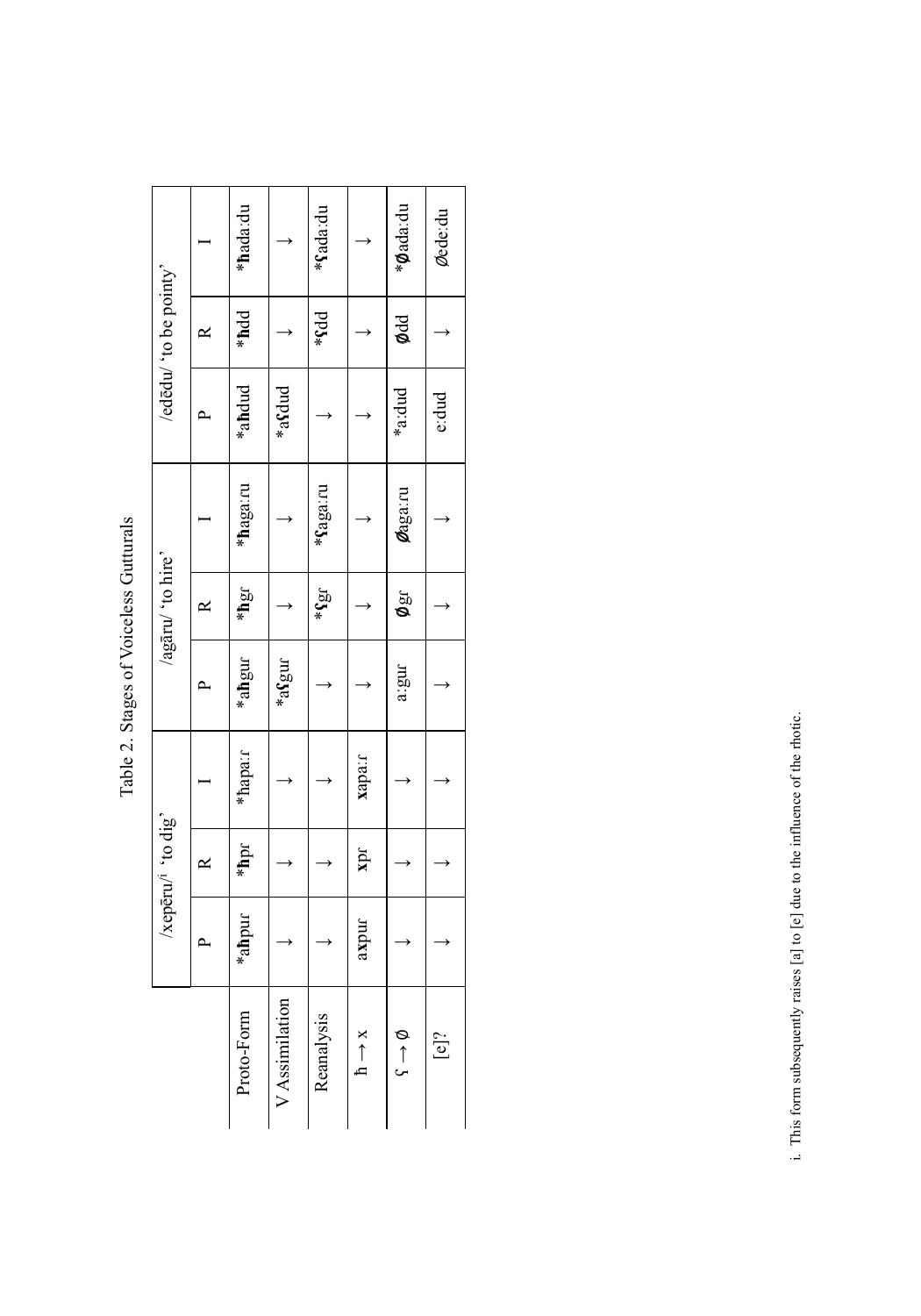Table 2. Stages of Voiceless Gutturals

| | /xepēru/[i] 'to dig' | | | /agāru/ 'to hire' | | | /edēdu/ 'to be pointy' | | |
|---|---|---|---|---|---|---|---|---|---|
| | P | R | I | P | R | I | P | R | I |
| Proto-Form | *aħpur | *ħpɾ | *ħapaːɾ | *aħguɾ | *ħgɾ | *ħagaːɾu | *aħdud | *ħdd | *ħadaːdu |
| V Assimilation | → | → | → | *aʕguɾ | → | → | *aʕdud | → | → |
| Reanalysis | → | → | → | → | *ʕgɾ | *ʕagaːɾu | → | *ʕdd | *ʕadaːdu |
| ħ → x | axpur | xpɾ | xapaːɾ | → | → | → | → | → | → |
| ʕ → ∅ | → | → | → | aːguɾ | ∅gɾ | ∅agaːɾu | *aːdud | ∅dd | *∅adaːdu |
| [e]? | → | → | → | → | → | → | eːdud | → | ∅edeːdu |

i. This form subsequently raises [a] to [e] due to the influence of the rhotic.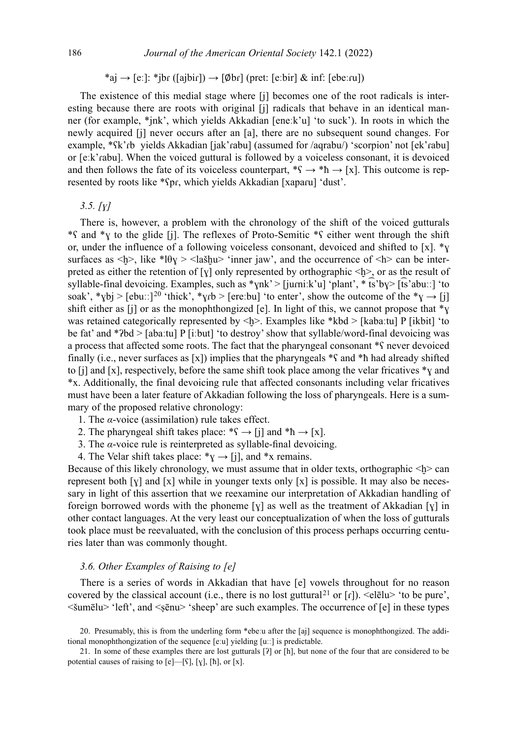*aj → [eː]: *jbɾ ([ajbiɾ]) → [Øbɾ] (pret: [eːbir] & inf: [ebeːɾu])

The existence of this medial stage where [j] becomes one of the root radicals is interesting because there are roots with original [j] radicals that behave in an identical manner (for example, *jnk', which yields Akkadian [eneːk'u] 'to suck'). In roots in which the newly acquired [j] never occurs after an [a], there are no subsequent sound changes. For example, *ʕk'ɾb yields Akkadian [jak'ɾabu] (assumed for /aqrabu/) 'scorpion' not [ek'ɾabu] or [eːk'ɾabu]. When the voiced guttural is followed by a voiceless consonant, it is devoiced and then follows the fate of its voiceless counterpart, *ʕ → *ħ → [x]. This outcome is represented by roots like *ʕpɾ, which yields Akkadian [xapaɾu] 'dust'.

### *3.5. [ɣ]*

There is, however, a problem with the chronology of the shift of the voiced gutturals *ʕ and *ɣ to the glide [j]. The reflexes of Proto-Semitic *ʕ either went through the shift or, under the influence of a following voiceless consonant, devoiced and shifted to [x]. *ɣ surfaces as <ḫ>, like *lθɣ > <lašḫu> 'inner jaw', and the occurrence of <h> can be interpreted as either the retention of [ɣ] only represented by orthographic <ḫ>, or as the result of syllable-final devoicing. Examples, such as *ɣnk' > [juɾniːk'u] 'plant', *t͡s'bɣ> [t͡s'abuːː] 'to soak', *ɣbj > [ebuːː][20] 'thick', *ɣɾb > [ereːbu] 'to enter', show the outcome of the *ɣ → [j] shift either as [j] or as the monophthongized [e]. In light of this, we cannot propose that *ɣ was retained categorically represented by <ḫ>. Examples like *kbd > [kabaːtu] P [ikbit] 'to be fat' and *ʔbd > [abaːtu] P [iːbut] 'to destroy' show that syllable/word-final devoicing was a process that affected some roots. The fact that the pharyngeal consonant *ʕ never devoiced finally (i.e., never surfaces as [x]) implies that the pharyngeals *ʕ and *ħ had already shifted to [j] and [x], respectively, before the same shift took place among the velar fricatives *ɣ and *x. Additionally, the final devoicing rule that affected consonants including velar fricatives must have been a later feature of Akkadian following the loss of pharyngeals. Here is a summary of the proposed relative chronology:

1. The *α*-voice (assimilation) rule takes effect.
2. The pharyngeal shift takes place: *ʕ → [j] and *ħ → [x].
3. The *α*-voice rule is reinterpreted as syllable-final devoicing.
4. The Velar shift takes place: *ɣ → [j], and *x remains.

Because of this likely chronology, we must assume that in older texts, orthographic <ḫ> can represent both [ɣ] and [x] while in younger texts only [x] is possible. It may also be necessary in light of this assertion that we reexamine our interpretation of Akkadian handling of foreign borrowed words with the phoneme [ɣ] as well as the treatment of Akkadian [ɣ] in other contact languages. At the very least our conceptualization of when the loss of gutturals took place must be reevaluated, with the conclusion of this process perhaps occurring centuries later than was commonly thought.

### *3.6. Other Examples of Raising to [e]*

There is a series of words in Akkadian that have [e] vowels throughout for no reason covered by the classical account (i.e., there is no lost guttural[21] or [ɾ]). <elēlu> 'to be pure', <šumēlu> 'left', and <ṣēnu> 'sheep' are such examples. The occurrence of [e] in these types

20. Presumably, this is from the underling form *ebeːu after the [aj] sequence is monophthongized. The additional monophthongization of the sequence [eːu] yielding [uːː] is predictable.

21. In some of these examples there are lost gutturals [ʔ] or [h], but none of the four that are considered to be potential causes of raising to [e]—[ʕ], [ɣ], [ħ], or [x].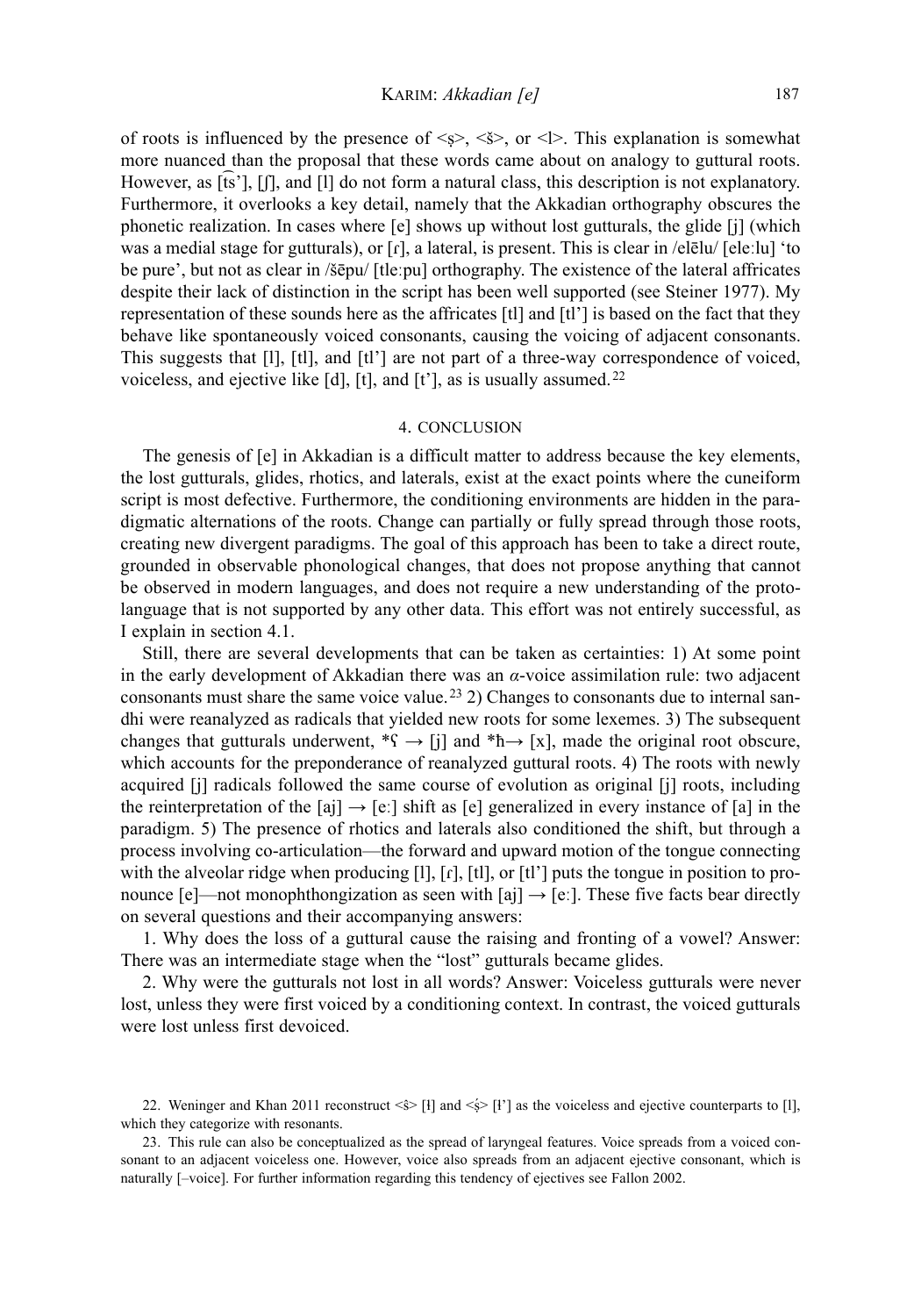of roots is influenced by the presence of <ṣ>, <š>, or <l>. This explanation is somewhat more nuanced than the proposal that these words came about on analogy to guttural roots. However, as [t͡s'], [ʃ], and [l] do not form a natural class, this description is not explanatory. Furthermore, it overlooks a key detail, namely that the Akkadian orthography obscures the phonetic realization. In cases where [e] shows up without lost gutturals, the glide [j] (which was a medial stage for gutturals), or [ɾ], a lateral, is present. This is clear in /elēlu/ [eleːlu] 'to be pure', but not as clear in /šēpu/ [tleːpu] orthography. The existence of the lateral affricates despite their lack of distinction in the script has been well supported (see Steiner 1977). My representation of these sounds here as the affricates [tl] and [tl'] is based on the fact that they behave like spontaneously voiced consonants, causing the voicing of adjacent consonants. This suggests that [l], [tl], and [tl'] are not part of a three-way correspondence of voiced, voiceless, and ejective like [d], [t], and [t'], as is usually assumed.[22]

## 4. CONCLUSION

The genesis of [e] in Akkadian is a difficult matter to address because the key elements, the lost gutturals, glides, rhotics, and laterals, exist at the exact points where the cuneiform script is most defective. Furthermore, the conditioning environments are hidden in the paradigmatic alternations of the roots. Change can partially or fully spread through those roots, creating new divergent paradigms. The goal of this approach has been to take a direct route, grounded in observable phonological changes, that does not propose anything that cannot be observed in modern languages, and does not require a new understanding of the proto-language that is not supported by any other data. This effort was not entirely successful, as I explain in section 4.1.

Still, there are several developments that can be taken as certainties: 1) At some point in the early development of Akkadian there was an *α*-voice assimilation rule: two adjacent consonants must share the same voice value.[23] 2) Changes to consonants due to internal sandhi were reanalyzed as radicals that yielded new roots for some lexemes. 3) The subsequent changes that gutturals underwent, *ʕ → [j] and *ħ→ [x], made the original root obscure, which accounts for the preponderance of reanalyzed guttural roots. 4) The roots with newly acquired [j] radicals followed the same course of evolution as original [j] roots, including the reinterpretation of the [aj] → [eː] shift as [e] generalized in every instance of [a] in the paradigm. 5) The presence of rhotics and laterals also conditioned the shift, but through a process involving co-articulation—the forward and upward motion of the tongue connecting with the alveolar ridge when producing [l], [ɾ], [tl], or [tl'] puts the tongue in position to pronounce [e]—not monophthongization as seen with [aj] → [eː]. These five facts bear directly on several questions and their accompanying answers:

1. Why does the loss of a guttural cause the raising and fronting of a vowel? Answer: There was an intermediate stage when the "lost" gutturals became glides.

2. Why were the gutturals not lost in all words? Answer: Voiceless gutturals were never lost, unless they were first voiced by a conditioning context. In contrast, the voiced gutturals were lost unless first devoiced.

---

22. Weninger and Khan 2011 reconstruct <ŝ> [ɬ] and <ṣ́> [ɬ'] as the voiceless and ejective counterparts to [l], which they categorize with resonants.

23. This rule can also be conceptualized as the spread of laryngeal features. Voice spreads from a voiced consonant to an adjacent voiceless one. However, voice also spreads from an adjacent ejective consonant, which is naturally [–voice]. For further information regarding this tendency of ejectives see Fallon 2002.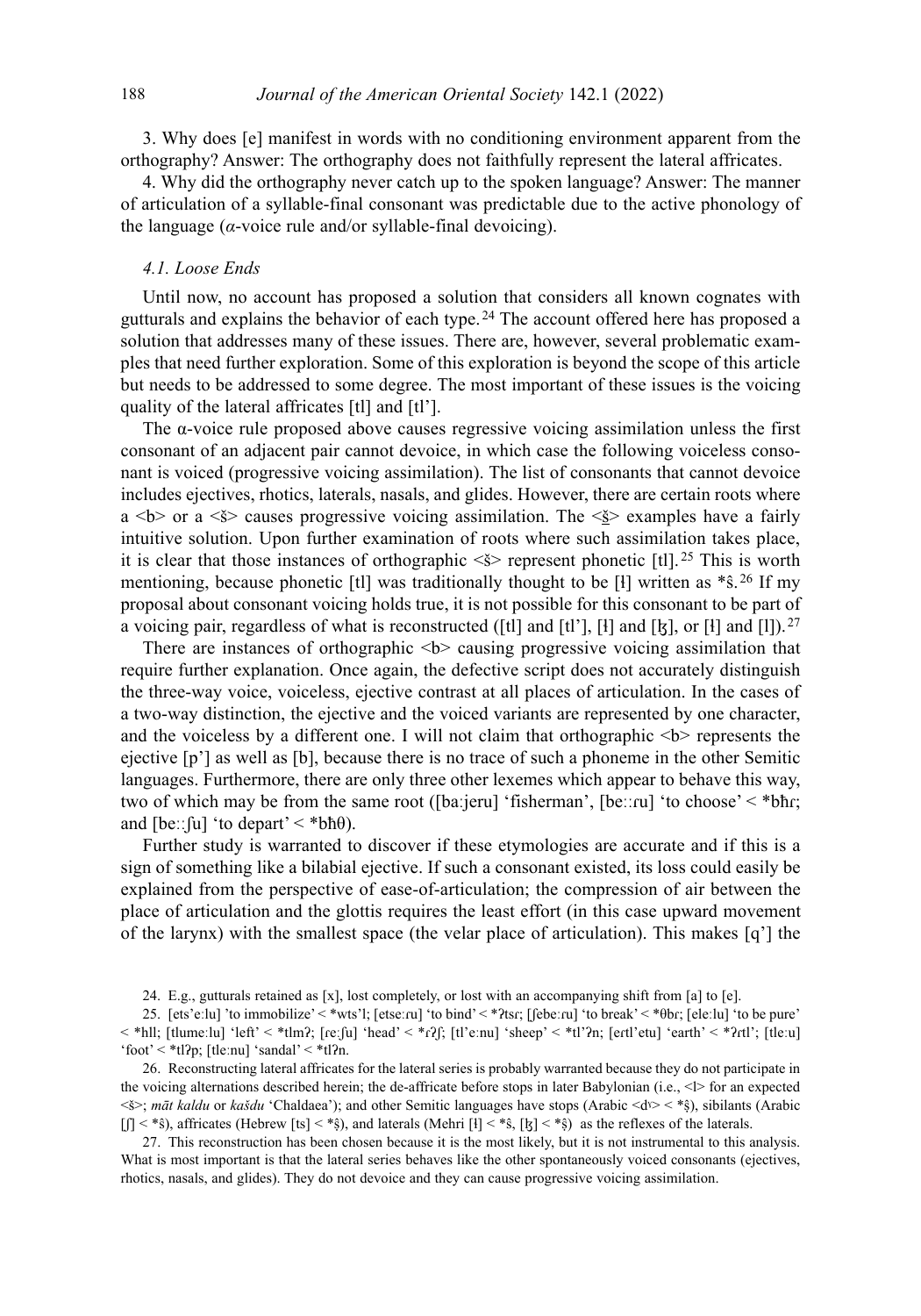3. Why does [e] manifest in words with no conditioning environment apparent from the orthography? Answer: The orthography does not faithfully represent the lateral affricates.

4. Why did the orthography never catch up to the spoken language? Answer: The manner of articulation of a syllable-final consonant was predictable due to the active phonology of the language (*α*-voice rule and/or syllable-final devoicing).

### *4.1. Loose Ends*

Until now, no account has proposed a solution that considers all known cognates with gutturals and explains the behavior of each type.[24] The account offered here has proposed a solution that addresses many of these issues. There are, however, several problematic examples that need further exploration. Some of this exploration is beyond the scope of this article but needs to be addressed to some degree. The most important of these issues is the voicing quality of the lateral affricates [tl] and [tl'].

The α-voice rule proposed above causes regressive voicing assimilation unless the first consonant of an adjacent pair cannot devoice, in which case the following voiceless consonant is voiced (progressive voicing assimilation). The list of consonants that cannot devoice includes ejectives, rhotics, laterals, nasals, and glides. However, there are certain roots where a <b> or a <š̱> causes progressive voicing assimilation. The <š̱> examples have a fairly intuitive solution. Upon further examination of roots where such assimilation takes place, it is clear that those instances of orthographic <š> represent phonetic [tl].[25] This is worth mentioning, because phonetic [tl] was traditionally thought to be [ɬ] written as *ś.[26] If my proposal about consonant voicing holds true, it is not possible for this consonant to be part of a voicing pair, regardless of what is reconstructed ([tl] and [tl'], [ɬ] and [ɮ], or [ɬ] and [l]).[27]

There are instances of orthographic <b> causing progressive voicing assimilation that require further explanation. Once again, the defective script does not accurately distinguish the three-way voice, voiceless, ejective contrast at all places of articulation. In the cases of a two-way distinction, the ejective and the voiced variants are represented by one character, and the voiceless by a different one. I will not claim that orthographic <b> represents the ejective [p'] as well as [b], because there is no trace of such a phoneme in the other Semitic languages. Furthermore, there are only three other lexemes which appear to behave this way, two of which may be from the same root ([baːjeru] 'fisherman', [beːːɾu] 'to choose' < *bħɾ; and [beːːʃu] 'to depart' < *bħθ).

Further study is warranted to discover if these etymologies are accurate and if this is a sign of something like a bilabial ejective. If such a consonant existed, its loss could easily be explained from the perspective of ease-of-articulation; the compression of air between the place of articulation and the glottis requires the least effort (in this case upward movement of the larynx) with the smallest space (the velar place of articulation). This makes [q'] the

---

24. E.g., gutturals retained as [x], lost completely, or lost with an accompanying shift from [a] to [e].

25. [ets'eːlu] 'to immobilize' < *wts'l; [etseːɾu] 'to bind' < *ʔtsɾ; [ʃebeːɾu] 'to break' < *θbɾ; [eleːlu] 'to be pure' < *hll; [tlumeːlu] 'left' < *tlmʔ; [ɾeːʃu] 'head' < *ɾʔʃ; [tl'eːnu] 'sheep' < *tl'ʔn; [eɾtl'etu] 'earth' < *ʔɾtl'; [tleːu] 'foot' < *tlʔp; [tleːnu] 'sandal' < *tlʔn.

26. Reconstructing lateral affricates for the lateral series is probably warranted because they do not participate in the voicing alternations described herein; the de-affricate before stops in later Babylonian (i.e., <l> for an expected <š>; *māt kaldu* or *kašdu* 'Chaldaea'); and other Semitic languages have stops (Arabic <dˤ> < *ṣ̂), sibilants (Arabic [ʃ] < *ś), affricates (Hebrew [ts] < *ṣ̂), and laterals (Mehri [ɬ] < *ś, [ɮ] < *ṣ̂) as the reflexes of the laterals.

27. This reconstruction has been chosen because it is the most likely, but it is not instrumental to this analysis. What is most important is that the lateral series behaves like the other spontaneously voiced consonants (ejectives, rhotics, nasals, and glides). They do not devoice and they can cause progressive voicing assimilation.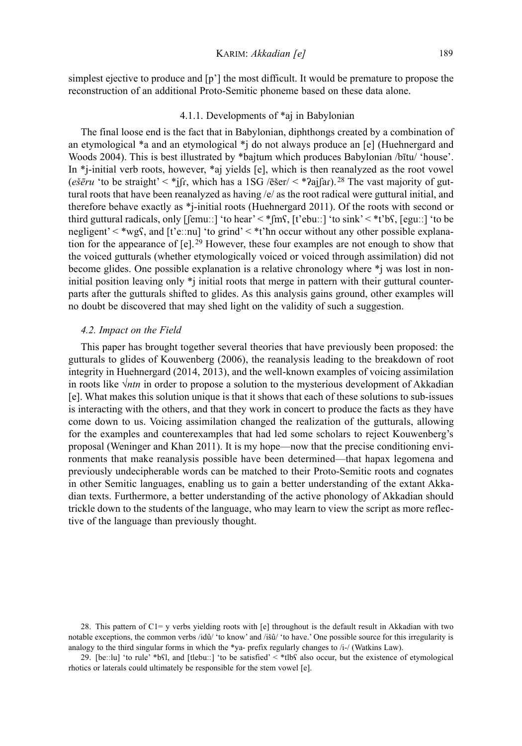simplest ejective to produce and [p'] the most difficult. It would be premature to propose the reconstruction of an additional Proto-Semitic phoneme based on these data alone.

#### 4.1.1. Developments of *aj in Babylonian

The final loose end is the fact that in Babylonian, diphthongs created by a combination of an etymological *a and an etymological *j do not always produce an [e] (Huehnergard and Woods 2004). This is best illustrated by *bajtum which produces Babylonian /bītu/ 'house'. In *j-initial verb roots, however, *aj yields [e], which is then reanalyzed as the root vowel (*ešēru* 'to be straight' < *jʃɾ, which has a 1SG /ēšer/ < *ʔajʃaɾ).[28] The vast majority of guttural roots that have been reanalyzed as having /e/ as the root radical were guttural initial, and therefore behave exactly as *j-initial roots (Huehnergard 2011). Of the roots with second or third guttural radicals, only [ʃemu::] 'to hear' < *ʃmʕ, [t'ebu::] 'to sink' < *t'bʕ, [egu::] 'to be negligent' < *wgʕ, and [t'e::nu] 'to grind' < *t'ħn occur without any other possible explanation for the appearance of [e].[29] However, these four examples are not enough to show that the voiced gutturals (whether etymologically voiced or voiced through assimilation) did not become glides. One possible explanation is a relative chronology where *j was lost in non-initial position leaving only *j initial roots that merge in pattern with their guttural counterparts after the gutturals shifted to glides. As this analysis gains ground, other examples will no doubt be discovered that may shed light on the validity of such a suggestion.

### *4.2. Impact on the Field*

This paper has brought together several theories that have previously been proposed: the gutturals to glides of Kouwenberg (2006), the reanalysis leading to the breakdown of root integrity in Huehnergard (2014, 2013), and the well-known examples of voicing assimilation in roots like √*ntn* in order to propose a solution to the mysterious development of Akkadian [e]. What makes this solution unique is that it shows that each of these solutions to sub-issues is interacting with the others, and that they work in concert to produce the facts as they have come down to us. Voicing assimilation changed the realization of the gutturals, allowing for the examples and counterexamples that had led some scholars to reject Kouwenberg's proposal (Weninger and Khan 2011). It is my hope—now that the precise conditioning environments that make reanalysis possible have been determined—that hapax legomena and previously undecipherable words can be matched to their Proto-Semitic roots and cognates in other Semitic languages, enabling us to gain a better understanding of the extant Akkadian texts. Furthermore, a better understanding of the active phonology of Akkadian should trickle down to the students of the language, who may learn to view the script as more reflective of the language than previously thought.

28. This pattern of C1= y verbs yielding roots with [e] throughout is the default result in Akkadian with two notable exceptions, the common verbs /idû/ 'to know' and /išû/ 'to have.' One possible source for this irregularity is analogy to the third singular forms in which the *ya- prefix regularly changes to /i-/ (Watkins Law).

29. [be::lu] 'to rule' *bʕl, and [tlebu::] 'to be satisfied' < *tlbʕ also occur, but the existence of etymological rhotics or laterals could ultimately be responsible for the stem vowel [e].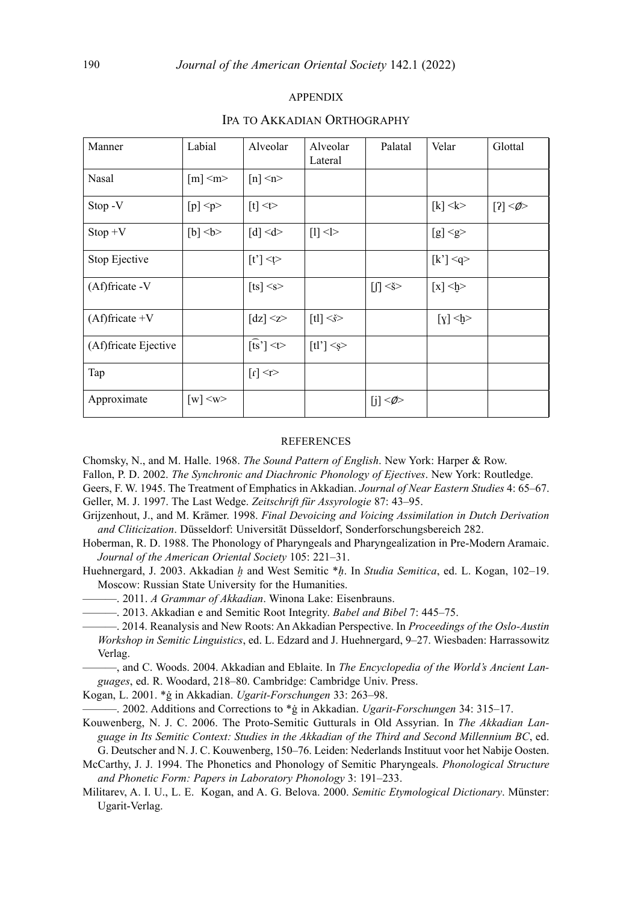## APPENDIX

### IPA to Akkadian Orthography

| Manner | Labial | Alveolar | Alveolar Lateral | Palatal | Velar | Glottal |
|---|---|---|---|---|---|---|
| Nasal | [m] <m> | [n] <n> | | | | |
| Stop -V | [p] <p> | [t] <t> | | | [k] <k> | [ʔ] <ø> |
| Stop +V | [b] <b> | [d] <d> | [l] <l> | | [g] <g> | |
| Stop Ejective | | [t’] <ṭ> | | | [k’] <q> | |
| (Af)fricate -V | | [ts] <s> | | [ʃ] <š> | [x] <ḫ> | |
| (Af)fricate +V | | [dz] <z> | [tl] <ś> | | [ɣ] <ḫ> | |
| (Af)fricate Ejective | | [t͡s’] <t> | [tl’] <ṣ> | | | |
| Tap | | [ɾ] <r> | | | | |
| Approximate | [w] <w> | | | [j] <ø> | | |

## REFERENCES

Chomsky, N., and M. Halle. 1968. *The Sound Pattern of English*. New York: Harper & Row.

Fallon, P. D. 2002. *The Synchronic and Diachronic Phonology of Ejectives*. New York: Routledge.

Geers, F. W. 1945. The Treatment of Emphatics in Akkadian. *Journal of Near Eastern Studies* 4: 65–67.

Geller, M. J. 1997. The Last Wedge. *Zeitschrift für Assyrologie* 87: 43–95.

Grijzenhout, J., and M. Krämer. 1998. *Final Devoicing and Voicing Assimilation in Dutch Derivation and Cliticization*. Düsseldorf: Universität Düsseldorf, Sonderforschungsbereich 282.

Hoberman, R. D. 1988. The Phonology of Pharyngeals and Pharyngealization in Pre-Modern Aramaic. *Journal of the American Oriental Society* 105: 221–31.

Huehnergard, J. 2003. Akkadian *ḫ* and West Semitic \**ḥ*. In *Studia Semitica*, ed. L. Kogan, 102–19. Moscow: Russian State University for the Humanities.

———. 2011. *A Grammar of Akkadian*. Winona Lake: Eisenbrauns.

———. 2013. Akkadian e and Semitic Root Integrity. *Babel and Bibel* 7: 445–75.

———. 2014. Reanalysis and New Roots: An Akkadian Perspective. In *Proceedings of the Oslo-Austin Workshop in Semitic Linguistics*, ed. L. Edzard and J. Huehnergard, 9–27. Wiesbaden: Harrassowitz Verlag.

———, and C. Woods. 2004. Akkadian and Eblaite. In *The Encyclopedia of the World's Ancient Languages*, ed. R. Woodard, 218–80. Cambridge: Cambridge Univ. Press.

Kogan, L. 2001. \*ġ in Akkadian. *Ugarit-Forschungen* 33: 263–98.

———. 2002. Additions and Corrections to \*ġ in Akkadian. *Ugarit-Forschungen* 34: 315–17.

Kouwenberg, N. J. C. 2006. The Proto-Semitic Gutturals in Old Assyrian. In *The Akkadian Language in Its Semitic Context: Studies in the Akkadian of the Third and Second Millennium BC*, ed. G. Deutscher and N. J. C. Kouwenberg, 150–76. Leiden: Nederlands Instituut voor het Nabije Oosten.

McCarthy, J. J. 1994. The Phonetics and Phonology of Semitic Pharyngeals. *Phonological Structure and Phonetic Form: Papers in Laboratory Phonology* 3: 191–233.

Militarev, A. I. U., L. E. Kogan, and A. G. Belova. 2000. *Semitic Etymological Dictionary*. Münster: Ugarit-Verlag.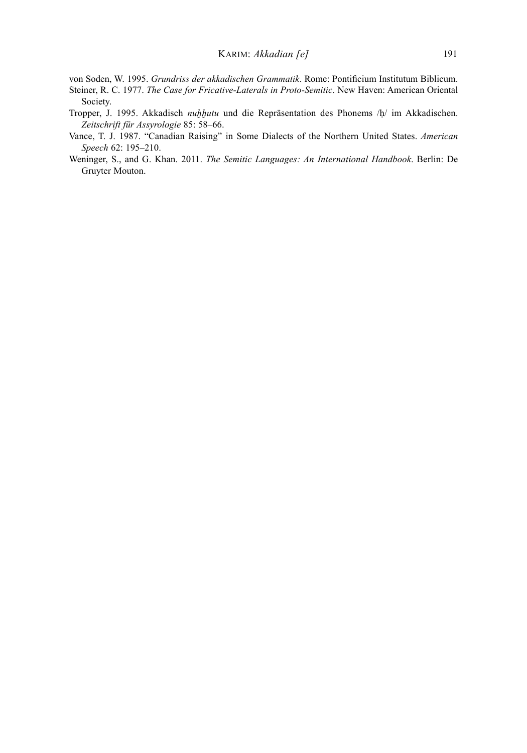von Soden, W. 1995. *Grundriss der akkadischen Grammatik*. Rome: Pontificium Institutum Biblicum.

Steiner, R. C. 1977. *The Case for Fricative-Laterals in Proto-Semitic*. New Haven: American Oriental Society.

Tropper, J. 1995. Akkadisch *nuḫḫutu* und die Repräsentation des Phonems /ḥ/ im Akkadischen. *Zeitschrift für Assyrologie* 85: 58–66.

Vance, T. J. 1987. "Canadian Raising" in Some Dialects of the Northern United States. *American Speech* 62: 195–210.

Weninger, S., and G. Khan. 2011. *The Semitic Languages: An International Handbook*. Berlin: De Gruyter Mouton.